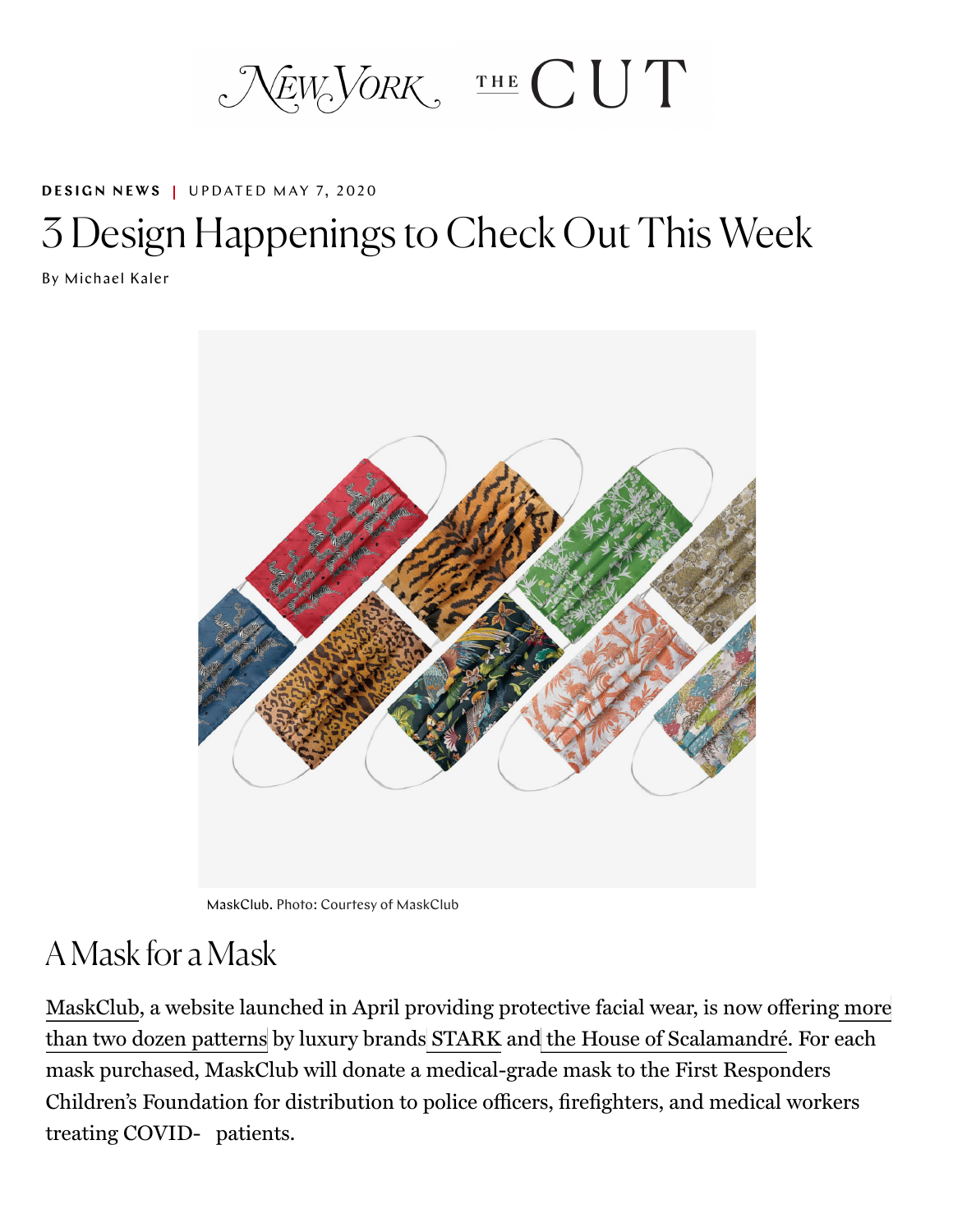# 3 Design Happenings to Check Out This Week

**DESIGN NEWS** | UPDATED MAY 7, 2020

By Michael Kaler

MaskClub. Photo: Courtesy of MaskClub

## A Mask for a Mask

MaskClub, a website launched in April providing protective facial wear, is now offering more than two dozen patterns by luxury brands STARK and the House of Scalamandré. For each mask purchased, MaskClub will donate a medical-grade mask to the First Responders Children's Foundation for distribution to police officers, firefighters, and medical workers treating COVID- patients.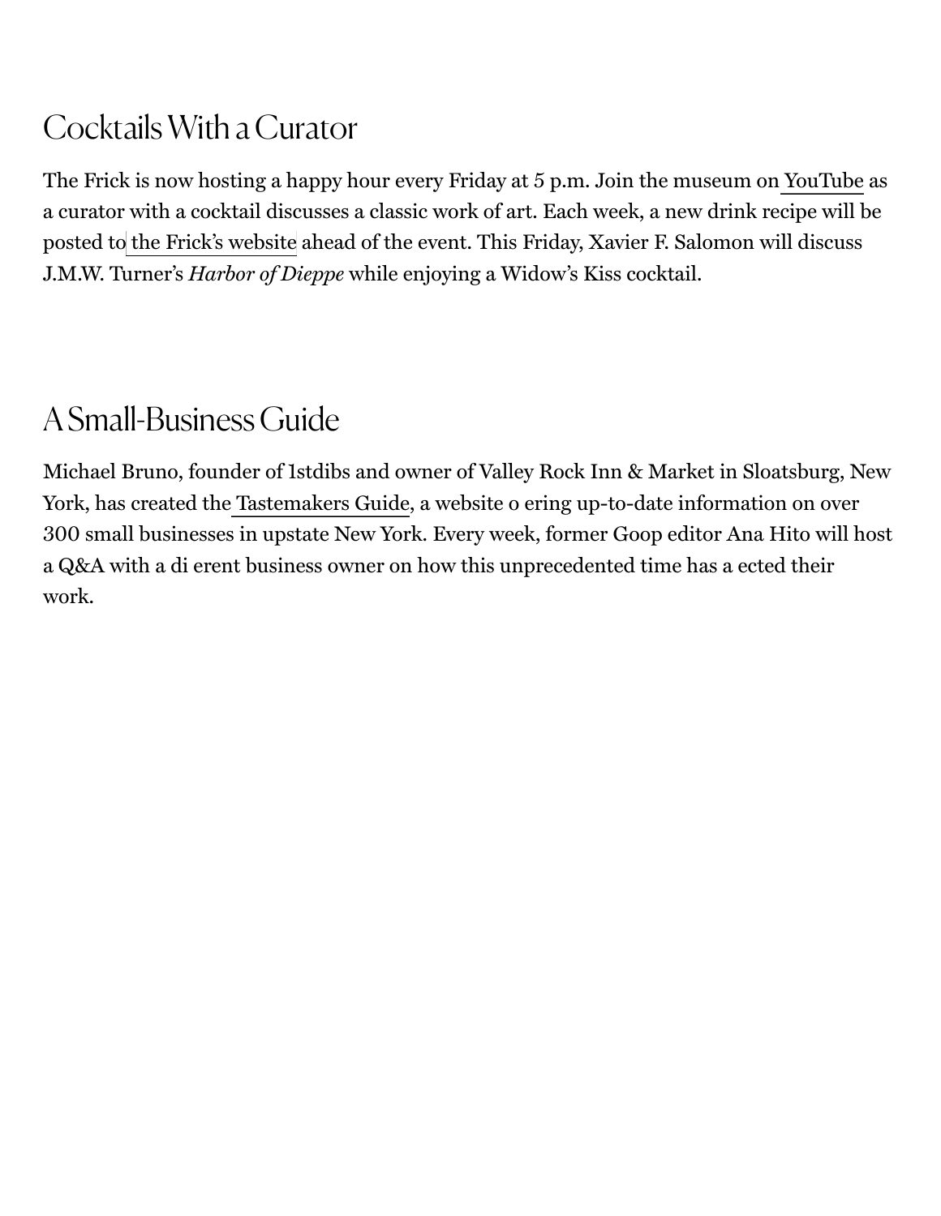## Cocktails With a Curator

The Frick is now hosting a happy hour every Friday at 5 p.m. Join the museum on YouTube as a curator with a cocktail discusses a classic work of art. Each week, a new drink recipe will be posted to the Frick's website ahead of the event. This Friday, Xavier F. Salomon will discuss J.M.W. Turner's *Harbor of Dieppe* while enjoying a Widow's Kiss cocktail.

## A Small-Business Guide

Michael Bruno, founder of 1stdibs and owner of Valley Rock Inn & Market in Sloatsburg, New York, has created the Tastemakers Guide, a website o ering up-to-date information on over 300 small businesses in upstate New York. Every week, former Goop editor Ana Hito will host a Q&A with a di erent business owner on how this unprecedented time has a ected their work.